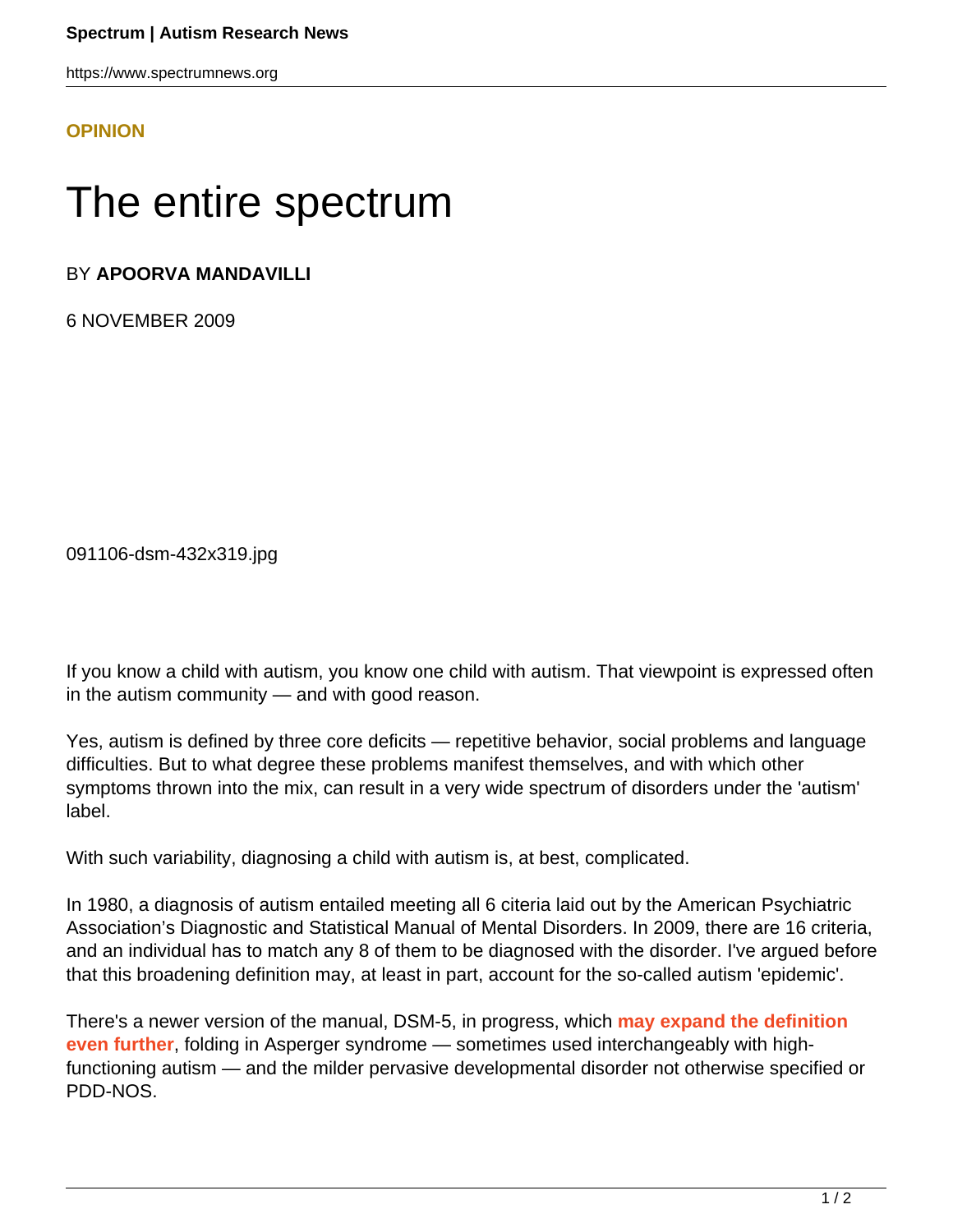OPINION

# The entire spectrum

BY **APOORVA MANDAVILLI**

6 NOVEMBER 2009

091106-dsm-432x319.jpg

If you know a child with autism, you know one child with autism. That viewpoint is expressed often in the autism community — and with good reason.

Yes, autism is defined by three core deficits — repetitive behavior, social problems and language difficulties. But to what degree these problems manifest themselves, and with which other symptoms thrown into the mix, can result in a very wide spectrum of disorders under the 'autism' label.

With such variability, diagnosing a child with autism is, at best, complicated.

In 1980, a diagnosis of autism entailed meeting all 6 citeria laid out by the American Psychiatric Association's Diagnostic and Statistical Manual of Mental Disorders. In 2009, there are 16 criteria, and an individual has to match any 8 of them to be diagnosed with the disorder. I've argued before that this broadening definition may, at least in part, account for the so-called autism 'epidemic'.

There's a newer version of the manual, DSM-5, in progress, which **may expand the definition even further**, folding in Asperger syndrome — sometimes used interchangeably with high-functioning autism — and the milder pervasive developmental disorder not otherwise specified or PDD-NOS.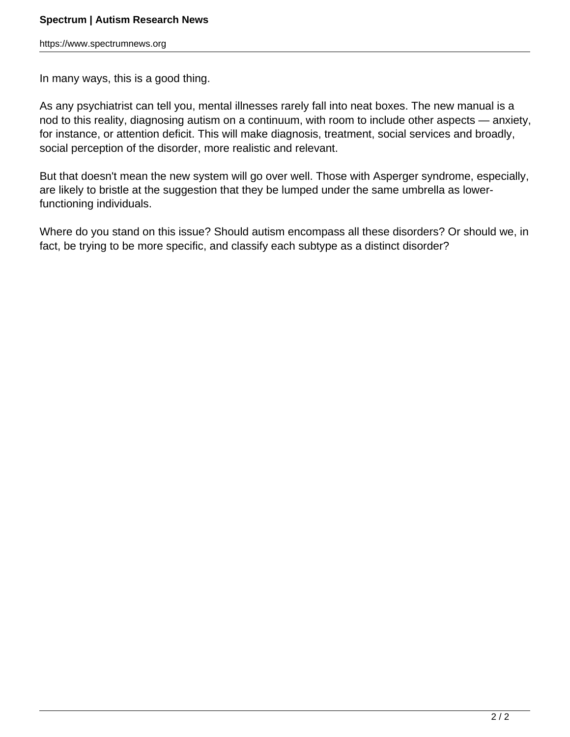In many ways, this is a good thing.

As any psychiatrist can tell you, mental illnesses rarely fall into neat boxes. The new manual is a nod to this reality, diagnosing autism on a continuum, with room to include other aspects — anxiety, for instance, or attention deficit. This will make diagnosis, treatment, social services and broadly, social perception of the disorder, more realistic and relevant.

But that doesn't mean the new system will go over well. Those with Asperger syndrome, especially, are likely to bristle at the suggestion that they be lumped under the same umbrella as lower-functioning individuals.

Where do you stand on this issue? Should autism encompass all these disorders? Or should we, in fact, be trying to be more specific, and classify each subtype as a distinct disorder?